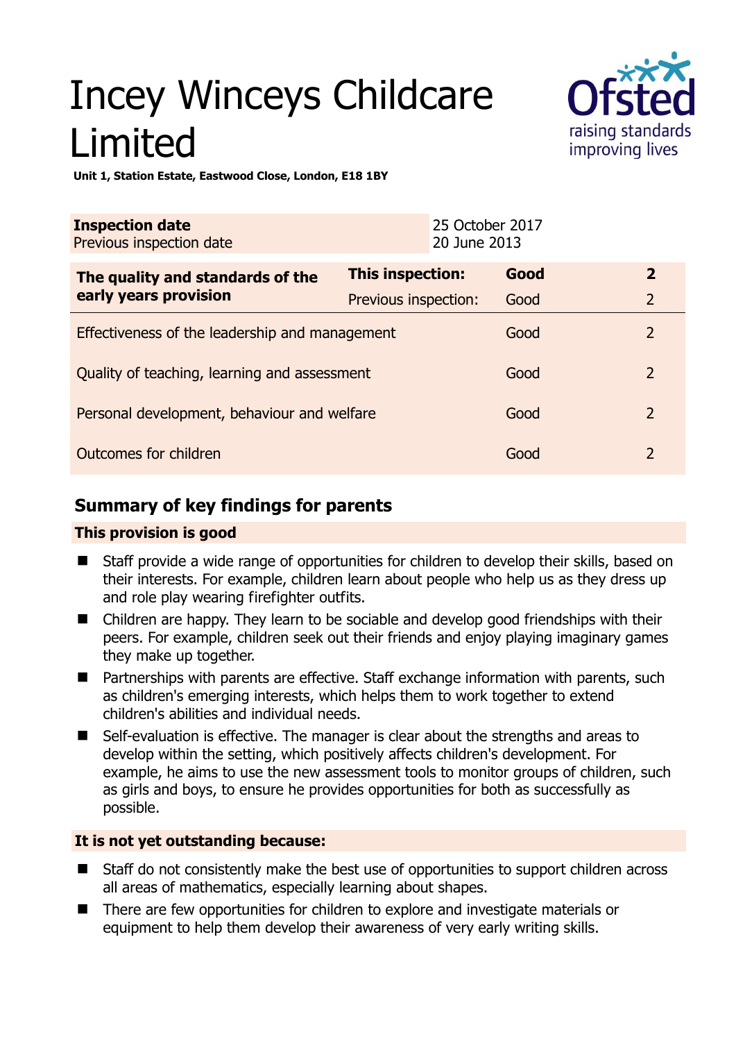# Incey Winceys Childcare Limited

**Unit 1, Station Estate, Eastwood Close, London, E18 1BY**

| **Inspection date** | 25 October 2017 |
| --- | --- |
| Previous inspection date | 20 June 2013 |

| **The quality and standards of the early years provision** | **This inspection:** | **Good** | **2** |
| --- | --- | --- | --- |
| | Previous inspection: | Good | 2 |
| Effectiveness of the leadership and management | | Good | 2 |
| Quality of teaching, learning and assessment | | Good | 2 |
| Personal development, behaviour and welfare | | Good | 2 |
| Outcomes for children | | Good | 2 |

## Summary of key findings for parents

**This provision is good**

- Staff provide a wide range of opportunities for children to develop their skills, based on their interests. For example, children learn about people who help us as they dress up and role play wearing firefighter outfits.
- Children are happy. They learn to be sociable and develop good friendships with their peers. For example, children seek out their friends and enjoy playing imaginary games they make up together.
- Partnerships with parents are effective. Staff exchange information with parents, such as children's emerging interests, which helps them to work together to extend children's abilities and individual needs.
- Self-evaluation is effective. The manager is clear about the strengths and areas to develop within the setting, which positively affects children's development. For example, he aims to use the new assessment tools to monitor groups of children, such as girls and boys, to ensure he provides opportunities for both as successfully as possible.

**It is not yet outstanding because:**

- Staff do not consistently make the best use of opportunities to support children across all areas of mathematics, especially learning about shapes.
- There are few opportunities for children to explore and investigate materials or equipment to help them develop their awareness of very early writing skills.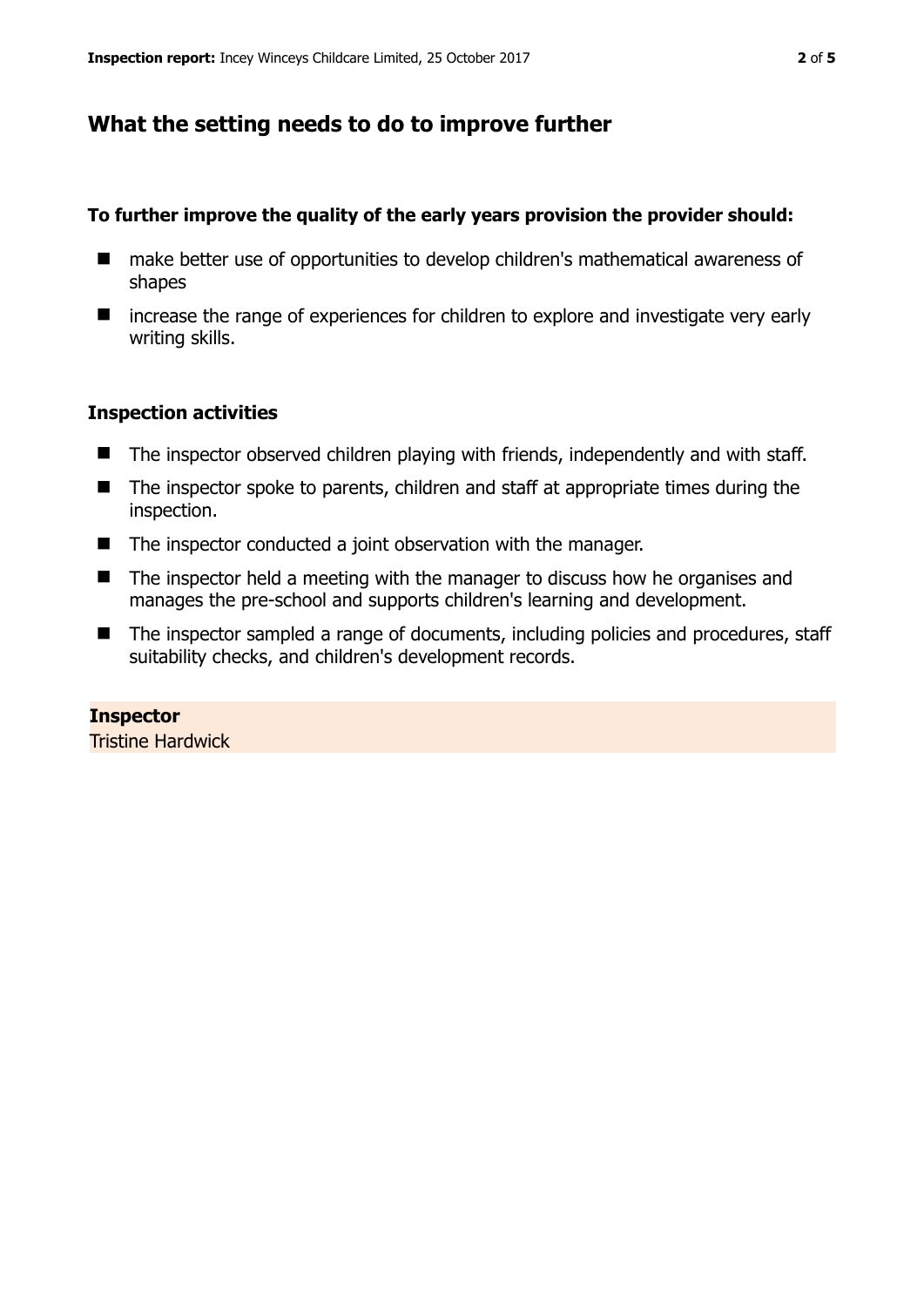## What the setting needs to do to improve further

**To further improve the quality of the early years provision the provider should:**

- make better use of opportunities to develop children's mathematical awareness of shapes
- increase the range of experiences for children to explore and investigate very early writing skills.

### Inspection activities

- The inspector observed children playing with friends, independently and with staff.
- The inspector spoke to parents, children and staff at appropriate times during the inspection.
- The inspector conducted a joint observation with the manager.
- The inspector held a meeting with the manager to discuss how he organises and manages the pre-school and supports children's learning and development.
- The inspector sampled a range of documents, including policies and procedures, staff suitability checks, and children's development records.

**Inspector**
Tristine Hardwick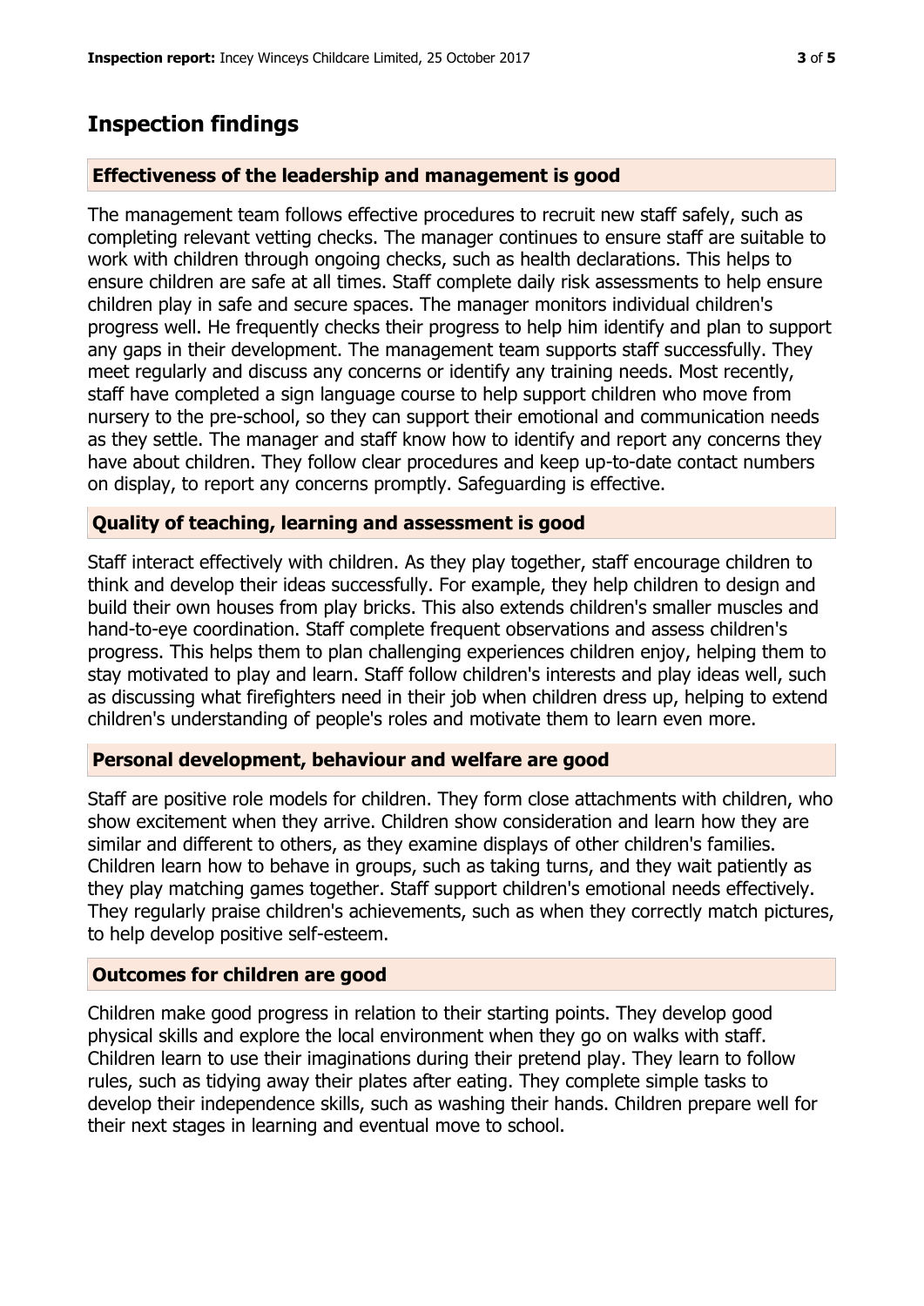# Inspection findings

## Effectiveness of the leadership and management is good

The management team follows effective procedures to recruit new staff safely, such as completing relevant vetting checks. The manager continues to ensure staff are suitable to work with children through ongoing checks, such as health declarations. This helps to ensure children are safe at all times. Staff complete daily risk assessments to help ensure children play in safe and secure spaces. The manager monitors individual children's progress well. He frequently checks their progress to help him identify and plan to support any gaps in their development. The management team supports staff successfully. They meet regularly and discuss any concerns or identify any training needs. Most recently, staff have completed a sign language course to help support children who move from nursery to the pre-school, so they can support their emotional and communication needs as they settle. The manager and staff know how to identify and report any concerns they have about children. They follow clear procedures and keep up-to-date contact numbers on display, to report any concerns promptly. Safeguarding is effective.

## Quality of teaching, learning and assessment is good

Staff interact effectively with children. As they play together, staff encourage children to think and develop their ideas successfully. For example, they help children to design and build their own houses from play bricks. This also extends children's smaller muscles and hand-to-eye coordination. Staff complete frequent observations and assess children's progress. This helps them to plan challenging experiences children enjoy, helping them to stay motivated to play and learn. Staff follow children's interests and play ideas well, such as discussing what firefighters need in their job when children dress up, helping to extend children's understanding of people's roles and motivate them to learn even more.

## Personal development, behaviour and welfare are good

Staff are positive role models for children. They form close attachments with children, who show excitement when they arrive. Children show consideration and learn how they are similar and different to others, as they examine displays of other children's families. Children learn how to behave in groups, such as taking turns, and they wait patiently as they play matching games together. Staff support children's emotional needs effectively. They regularly praise children's achievements, such as when they correctly match pictures, to help develop positive self-esteem.

## Outcomes for children are good

Children make good progress in relation to their starting points. They develop good physical skills and explore the local environment when they go on walks with staff. Children learn to use their imaginations during their pretend play. They learn to follow rules, such as tidying away their plates after eating. They complete simple tasks to develop their independence skills, such as washing their hands. Children prepare well for their next stages in learning and eventual move to school.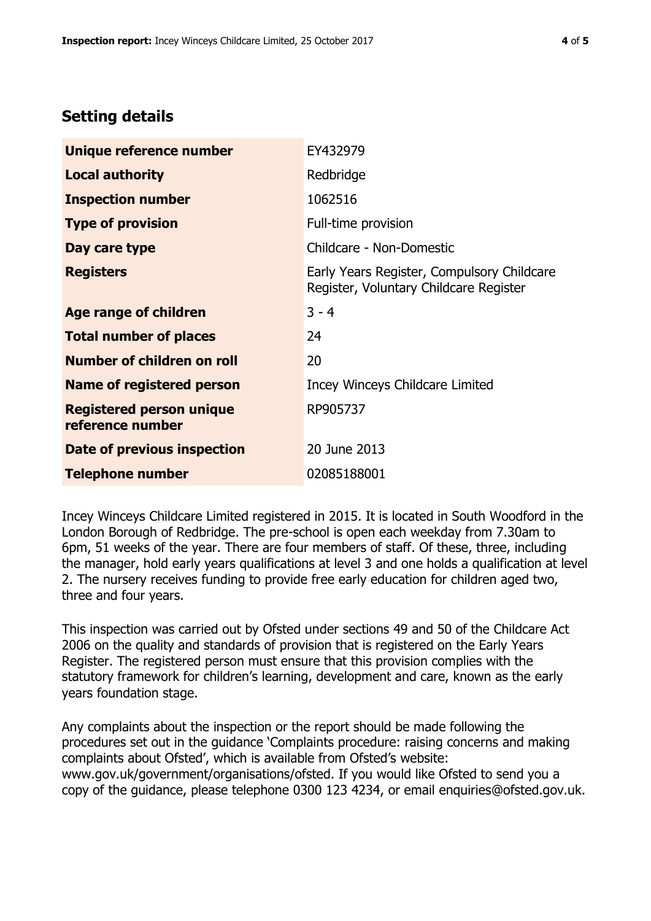## Setting details

| | |
|---|---|
| **Unique reference number** | EY432979 |
| **Local authority** | Redbridge |
| **Inspection number** | 1062516 |
| **Type of provision** | Full-time provision |
| **Day care type** | Childcare - Non-Domestic |
| **Registers** | Early Years Register, Compulsory Childcare Register, Voluntary Childcare Register |
| **Age range of children** | 3 - 4 |
| **Total number of places** | 24 |
| **Number of children on roll** | 20 |
| **Name of registered person** | Incey Winceys Childcare Limited |
| **Registered person unique reference number** | RP905737 |
| **Date of previous inspection** | 20 June 2013 |
| **Telephone number** | 02085188001 |

Incey Winceys Childcare Limited registered in 2015. It is located in South Woodford in the London Borough of Redbridge. The pre-school is open each weekday from 7.30am to 6pm, 51 weeks of the year. There are four members of staff. Of these, three, including the manager, hold early years qualifications at level 3 and one holds a qualification at level 2. The nursery receives funding to provide free early education for children aged two, three and four years.

This inspection was carried out by Ofsted under sections 49 and 50 of the Childcare Act 2006 on the quality and standards of provision that is registered on the Early Years Register. The registered person must ensure that this provision complies with the statutory framework for children's learning, development and care, known as the early years foundation stage.

Any complaints about the inspection or the report should be made following the procedures set out in the guidance 'Complaints procedure: raising concerns and making complaints about Ofsted', which is available from Ofsted's website: www.gov.uk/government/organisations/ofsted. If you would like Ofsted to send you a copy of the guidance, please telephone 0300 123 4234, or email enquiries@ofsted.gov.uk.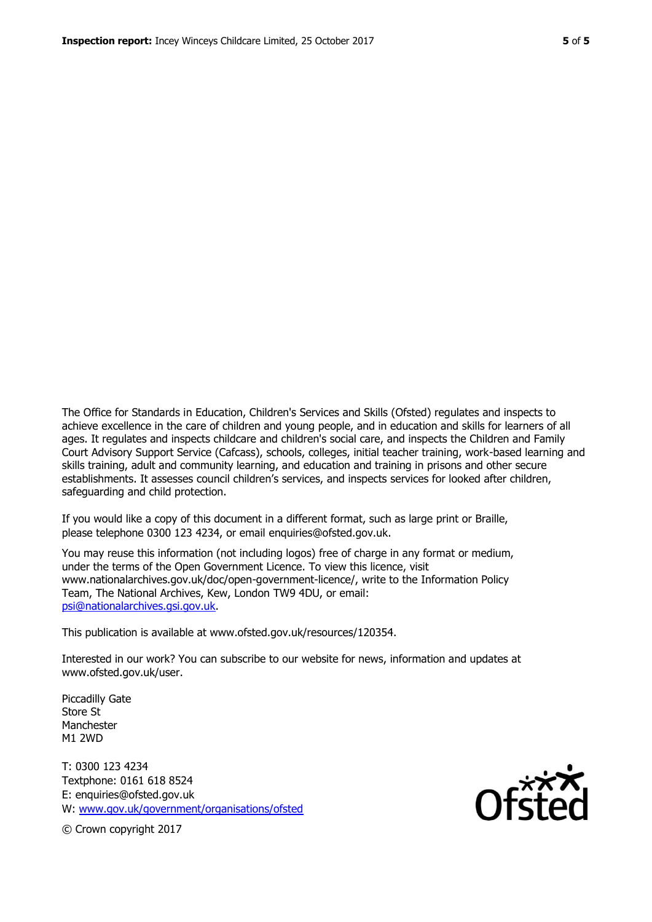The Office for Standards in Education, Children's Services and Skills (Ofsted) regulates and inspects to achieve excellence in the care of children and young people, and in education and skills for learners of all ages. It regulates and inspects childcare and children's social care, and inspects the Children and Family Court Advisory Support Service (Cafcass), schools, colleges, initial teacher training, work-based learning and skills training, adult and community learning, and education and training in prisons and other secure establishments. It assesses council children's services, and inspects services for looked after children, safeguarding and child protection.

If you would like a copy of this document in a different format, such as large print or Braille, please telephone 0300 123 4234, or email enquiries@ofsted.gov.uk.

You may reuse this information (not including logos) free of charge in any format or medium, under the terms of the Open Government Licence. To view this licence, visit www.nationalarchives.gov.uk/doc/open-government-licence/, write to the Information Policy Team, The National Archives, Kew, London TW9 4DU, or email: psi@nationalarchives.gsi.gov.uk.

This publication is available at www.ofsted.gov.uk/resources/120354.

Interested in our work? You can subscribe to our website for news, information and updates at www.ofsted.gov.uk/user.

Piccadilly Gate
Store St
Manchester
M1 2WD

T: 0300 123 4234
Textphone: 0161 618 8524
E: enquiries@ofsted.gov.uk
W: www.gov.uk/government/organisations/ofsted

© Crown copyright 2017